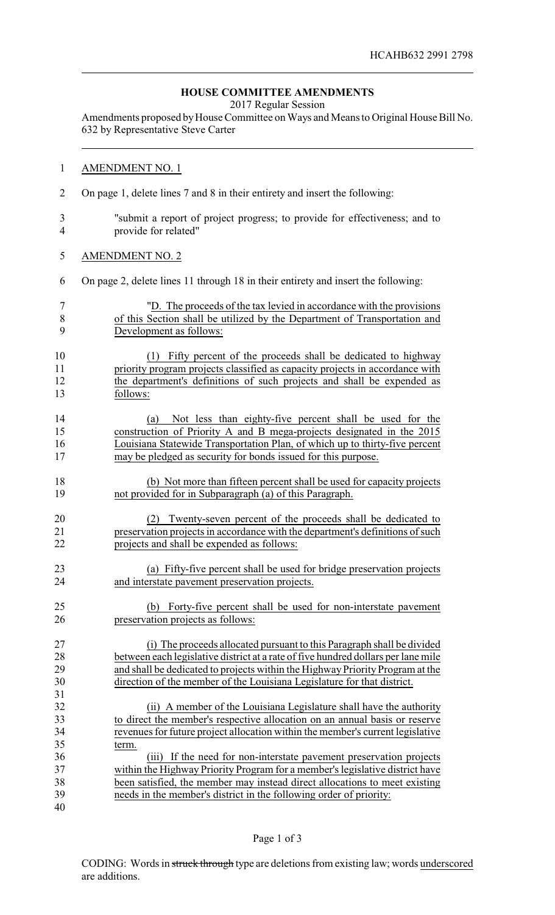HCAHB632 2991 2798

# HOUSE COMMITTEE AMENDMENTS

2017 Regular Session

Amendments proposed by House Committee on Ways and Means to Original House Bill No. 632 by Representative Steve Carter

AMENDMENT NO. 1

On page 1, delete lines 7 and 8 in their entirety and insert the following:

"submit a report of project progress; to provide for effectiveness; and to provide for related"

AMENDMENT NO. 2

On page 2, delete lines 11 through 18 in their entirety and insert the following:

"D. The proceeds of the tax levied in accordance with the provisions of this Section shall be utilized by the Department of Transportation and Development as follows:

(1) Fifty percent of the proceeds shall be dedicated to highway priority program projects classified as capacity projects in accordance with the department's definitions of such projects and shall be expended as follows:

(a) Not less than eighty-five percent shall be used for the construction of Priority A and B mega-projects designated in the 2015 Louisiana Statewide Transportation Plan, of which up to thirty-five percent may be pledged as security for bonds issued for this purpose.

(b) Not more than fifteen percent shall be used for capacity projects not provided for in Subparagraph (a) of this Paragraph.

(2) Twenty-seven percent of the proceeds shall be dedicated to preservation projects in accordance with the department's definitions of such projects and shall be expended as follows:

(a) Fifty-five percent shall be used for bridge preservation projects and interstate pavement preservation projects.

(b) Forty-five percent shall be used for non-interstate pavement preservation projects as follows:

(i) The proceeds allocated pursuant to this Paragraph shall be divided between each legislative district at a rate of five hundred dollars per lane mile and shall be dedicated to projects within the Highway Priority Program at the direction of the member of the Louisiana Legislature for that district.

(ii) A member of the Louisiana Legislature shall have the authority to direct the member's respective allocation on an annual basis or reserve revenues for future project allocation within the member's current legislative term.

(iii) If the need for non-interstate pavement preservation projects within the Highway Priority Program for a member's legislative district have been satisfied, the member may instead direct allocations to meet existing needs in the member's district in the following order of priority:

CODING: Words in ~~struck through~~ type are deletions from existing law; words underscored are additions.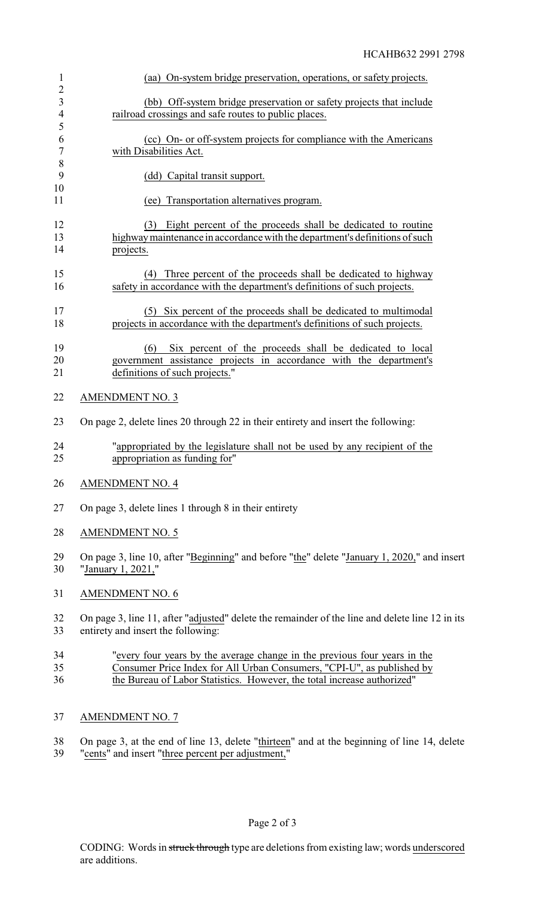(aa) On-system bridge preservation, operations, or safety projects.

(bb) Off-system bridge preservation or safety projects that include railroad crossings and safe routes to public places.

(cc) On- or off-system projects for compliance with the Americans with Disabilities Act.

(dd) Capital transit support.

(ee) Transportation alternatives program.

(3) Eight percent of the proceeds shall be dedicated to routine highway maintenance in accordance with the department's definitions of such projects.

(4) Three percent of the proceeds shall be dedicated to highway safety in accordance with the department's definitions of such projects.

(5) Six percent of the proceeds shall be dedicated to multimodal projects in accordance with the department's definitions of such projects.

(6) Six percent of the proceeds shall be dedicated to local government assistance projects in accordance with the department's definitions of such projects."

AMENDMENT NO. 3

On page 2, delete lines 20 through 22 in their entirety and insert the following:

"appropriated by the legislature shall not be used by any recipient of the appropriation as funding for"

AMENDMENT NO. 4

On page 3, delete lines 1 through 8 in their entirety

AMENDMENT NO. 5

On page 3, line 10, after "Beginning" and before "the" delete "January 1, 2020," and insert "January 1, 2021,"

AMENDMENT NO. 6

On page 3, line 11, after "adjusted" delete the remainder of the line and delete line 12 in its entirety and insert the following:

"every four years by the average change in the previous four years in the Consumer Price Index for All Urban Consumers, "CPI-U", as published by the Bureau of Labor Statistics. However, the total increase authorized"

AMENDMENT NO. 7

On page 3, at the end of line 13, delete "thirteen" and at the beginning of line 14, delete "cents" and insert "three percent per adjustment,"

CODING: Words in ~~struck through~~ type are deletions from existing law; words underscored are additions.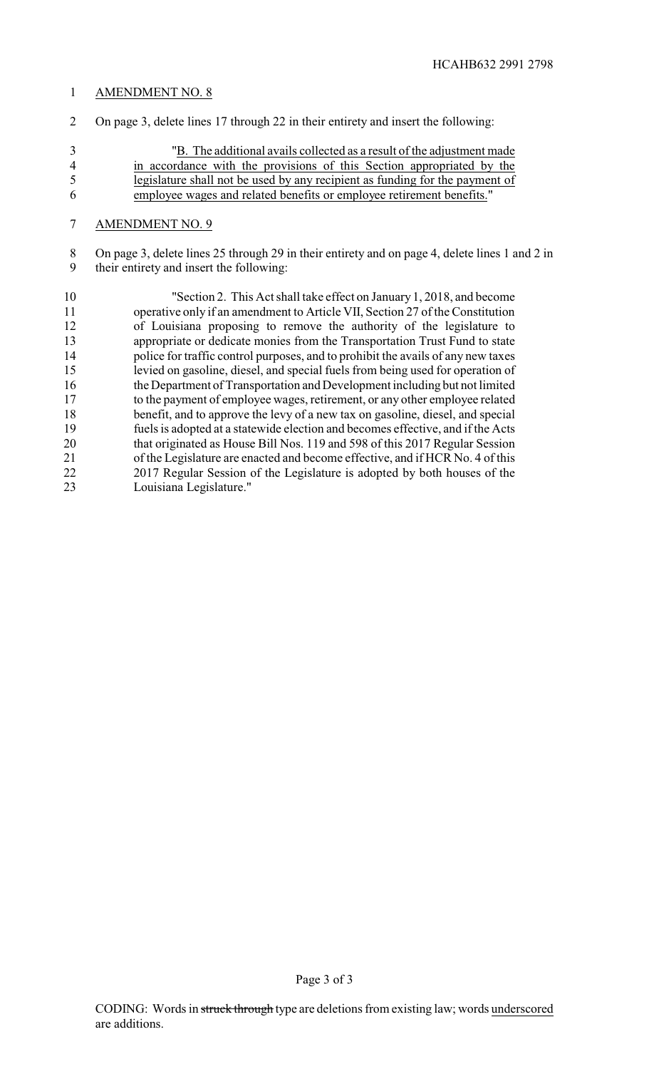AMENDMENT NO. 8

On page 3, delete lines 17 through 22 in their entirety and insert the following:

"<u>B. The additional avails collected as a result of the adjustment made in accordance with the provisions of this Section appropriated by the legislature shall not be used by any recipient as funding for the payment of employee wages and related benefits or employee retirement benefits.</u>"

AMENDMENT NO. 9

On page 3, delete lines 25 through 29 in their entirety and on page 4, delete lines 1 and 2 in their entirety and insert the following:

"Section 2. This Act shall take effect on January 1, 2018, and become operative only if an amendment to Article VII, Section 27 of the Constitution of Louisiana proposing to remove the authority of the legislature to appropriate or dedicate monies from the Transportation Trust Fund to state police for traffic control purposes, and to prohibit the avails of any new taxes levied on gasoline, diesel, and special fuels from being used for operation of the Department of Transportation and Development including but not limited to the payment of employee wages, retirement, or any other employee related benefit, and to approve the levy of a new tax on gasoline, diesel, and special fuels is adopted at a statewide election and becomes effective, and if the Acts that originated as House Bill Nos. 119 and 598 of this 2017 Regular Session of the Legislature are enacted and become effective, and if HCR No. 4 of this 2017 Regular Session of the Legislature is adopted by both houses of the Louisiana Legislature."

CODING: Words in ~~struck through~~ type are deletions from existing law; words <u>underscored</u> are additions.